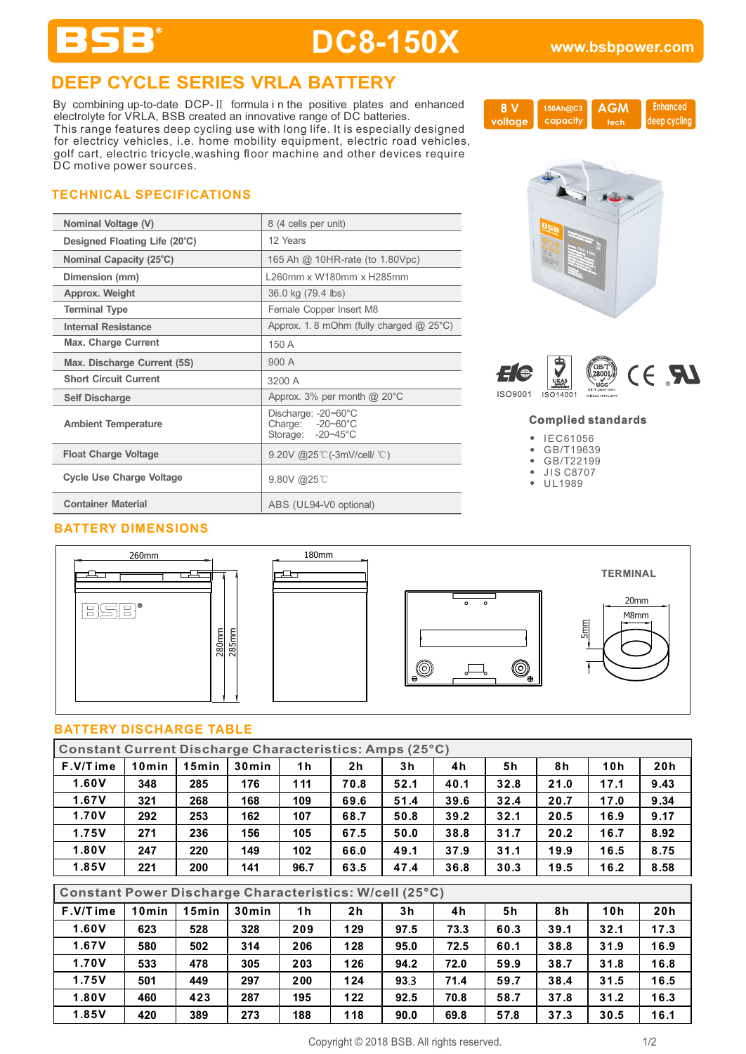# BSB® DC8-150X

www.bsbpower.com

## DEEP CYCLE SERIES VRLA BATTERY

By combining up-to-date DCP-Ⅱ formula i n the positive plates and enhanced electrolyte for VRLA, BSB created an innovative range of DC batteries.
This range features deep cycling use with long life. It is especially designed for electricy vehicles, i.e. home mobility equipment, electric road vehicles, golf cart, electric tricycle,washing floor machine and other devices require DC motive power sources.

8 V voltage | 150Ah@C3 capacity | AGM tech | Enhanced deep cycling

## TECHNICAL SPECIFICATIONS

| | |
|---|---|
| Nominal Voltage (V) | 8 (4 cells per unit) |
| Designed Floating Life (20℃) | 12 Years |
| Nominal Capacity (25℃) | 165 Ah @ 10HR-rate (to 1.80Vpc) |
| Dimension (mm) | L260mm x W180mm x H285mm |
| Approx. Weight | 36.0 kg (79.4 lbs) |
| Terminal Type | Female Copper Insert M8 |
| Internal Resistance | Approx. 1. 8 mOhm (fully charged @ 25°C) |
| Max. Charge Current | 150 A |
| Max. Discharge Current (5S) | 900 A |
| Short Circuit Current | 3200 A |
| Self Discharge | Approx. 3% per month @ 20°C |
| Ambient Temperature | Discharge: -20~60°C<br>Charge: -20~60°C<br>Storage: -20~45°C |
| Float Charge Voltage | 9.20V @25℃(-3mV/cell/ ℃) |
| Cycle Use Charge Voltage | 9.80V @25℃ |
| Container Material | ABS (UL94-V0 optional) |

ISO9001 ISO14001

### Complied standards

- IEC61056
- GB/T19639
- GB/T22199
- JIS C8707
- UL1989

## BATTERY DIMENSIONS

260mm 180mm 280mm 285mm

TERMINAL

20mm M8mm 5mm

## BATTERY DISCHARGE TABLE

| Constant Current Discharge Characteristics: Amps (25°C) | | | | | | | | | | | |
|---|---|---|---|---|---|---|---|---|---|---|---|
| F.V/Time | 10min | 15min | 30min | 1h | 2h | 3h | 4h | 5h | 8h | 10h | 20h |
| 1.60V | 348 | 285 | 176 | 111 | 70.8 | 52.1 | 40.1 | 32.8 | 21.0 | 17.1 | 9.43 |
| 1.67V | 321 | 268 | 168 | 109 | 69.6 | 51.4 | 39.6 | 32.4 | 20.7 | 17.0 | 9.34 |
| 1.70V | 292 | 253 | 162 | 107 | 68.7 | 50.8 | 39.2 | 32.1 | 20.5 | 16.9 | 9.17 |
| 1.75V | 271 | 236 | 156 | 105 | 67.5 | 50.0 | 38.8 | 31.7 | 20.2 | 16.7 | 8.92 |
| 1.80V | 247 | 220 | 149 | 102 | 66.0 | 49.1 | 37.9 | 31.1 | 19.9 | 16.5 | 8.75 |
| 1.85V | 221 | 200 | 141 | 96.7 | 63.5 | 47.4 | 36.8 | 30.3 | 19.5 | 16.2 | 8.58 |

| Constant Power Discharge Characteristics: W/cell (25°C) | | | | | | | | | | | |
|---|---|---|---|---|---|---|---|---|---|---|---|
| F.V/Time | 10min | 15min | 30min | 1h | 2h | 3h | 4h | 5h | 8h | 10h | 20h |
| 1.60V | 623 | 528 | 328 | 209 | 129 | 97.5 | 73.3 | 60.3 | 39.1 | 32.1 | 17.3 |
| 1.67V | 580 | 502 | 314 | 206 | 128 | 95.0 | 72.5 | 60.1 | 38.8 | 31.9 | 16.9 |
| 1.70V | 533 | 478 | 305 | 203 | 126 | 94.2 | 72.0 | 59.9 | 38.7 | 31.8 | 16.8 |
| 1.75V | 501 | 449 | 297 | 200 | 124 | 93.3 | 71.4 | 59.7 | 38.4 | 31.5 | 16.5 |
| 1.80V | 460 | 423 | 287 | 195 | 122 | 92.5 | 70.8 | 58.7 | 37.8 | 31.2 | 16.3 |
| 1.85V | 420 | 389 | 273 | 188 | 118 | 90.0 | 69.8 | 57.8 | 37.3 | 30.5 | 16.1 |

Copyright © 2018 BSB. All rights reserved.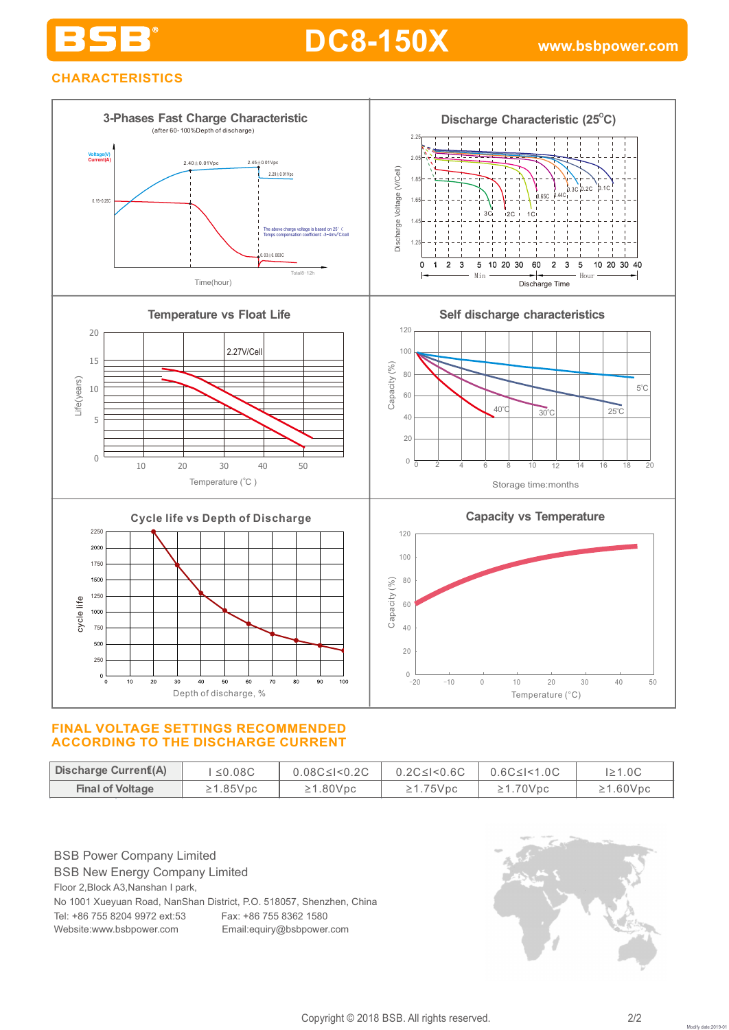# BSB®

# DC8-150X

www.bsbpower.com

## CHARACTERISTICS

### 3-Phases Fast Charge Characteristic

(after 60-100%Depth of discharge)

Voltage(V)
Current(A)

2.40±0.01Vpc

2.45±0.01Vpc

2.29±0.01Vpc

0.15~0.20C

The above charge voltage is based on 25°C
Temps compensation coefficient -3~4mv/°C/cell

0.03±0.003C

Total8-12h

Time(hour)

### Discharge Characteristic (25°C)

Discharge Voltage (V/Cell)

2.25
2.05
1.85
1.65
1.45
1.25

3C
2C
1C
0.65C
0.44C
0.3C
0.2C
0.1C

0 1 2 3 5 10 20 30 60 2 3 5 10 20 30 40

Min
Hour

Discharge Time

### Temperature vs Float Life

Life(years)

20
15
10
5
0

2.27V/Cell

10 20 30 40 50

Temperature (°C)

### Self discharge characteristics

Capacity (%)

120
100
80
60
40
20
0

5°C
40°C
30°C
25°C

0 2 4 6 8 10 12 14 16 18 20

Storage time:months

### Cycle life vs Depth of Discharge

cycle life

2250
2000
1750
1500
1250
1000
750
500
250
0

0 10 20 30 40 50 60 70 80 90 100

Depth of discharge, %

### Capacity vs Temperature

Capacity (%)

120
100
80
60
40
20
0

-20 -10 0 10 20 30 40 50

Temperature (°C)

## FINAL VOLTAGE SETTINGS RECOMMENDED ACCORDING TO THE DISCHARGE CURRENT

| Discharge Current(A) | I ≤0.08C | 0.08C≤I<0.2C | 0.2C≤I<0.6C | 0.6C≤I<1.0C | I≥1.0C |
|---|---|---|---|---|---|
| Final of Voltage | ≥1.85Vpc | ≥1.80Vpc | ≥1.75Vpc | ≥1.70Vpc | ≥1.60Vpc |

BSB Power Company Limited
BSB New Energy Company Limited
Floor 2,Block A3,Nanshan I park,
No 1001 Xueyuan Road, NanShan District, P.O. 518057, Shenzhen, China
Tel: +86 755 8204 9972 ext:53 Fax: +86 755 8362 1580
Website:www.bsbpower.com Email:equiry@bsbpower.com

Copyright © 2018 BSB. All rights reserved.

Modify date:2019-01